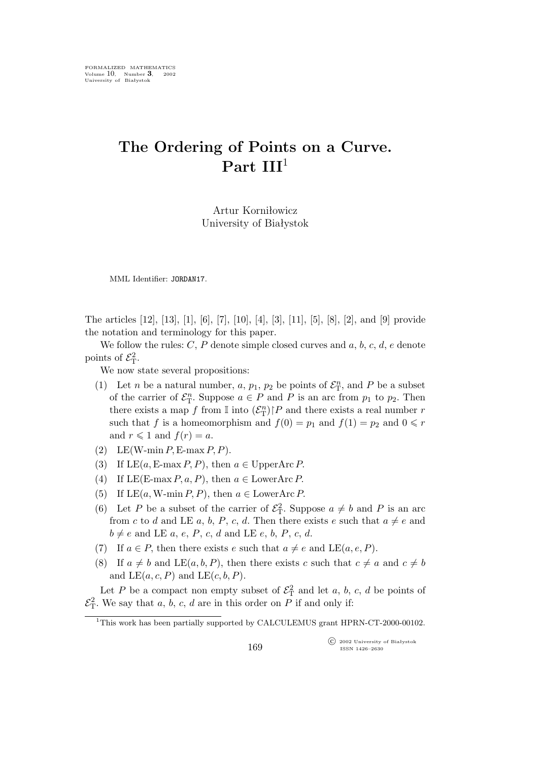# The Ordering of Points on a Curve. Part III[1]

Artur Korniłowicz
University of Białystok

MML Identifier: JORDAN17.

The articles [12], [13], [1], [6], [7], [10], [4], [3], [11], [5], [8], [2], and [9] provide the notation and terminology for this paper.

We follow the rules: $C$, $P$ denote simple closed curves and $a$, $b$, $c$, $d$, $e$ denote points of $\mathcal{E}^2_{\rm T}$.

We now state several propositions:

(1) Let $n$ be a natural number, $a$, $p_1$, $p_2$ be points of $\mathcal{E}^n_{\rm T}$, and $P$ be a subset of the carrier of $\mathcal{E}^n_{\rm T}$. Suppose $a \in P$ and $P$ is an arc from $p_1$ to $p_2$. Then there exists a map $f$ from $\mathbb{I}$ into $(\mathcal{E}^n_{\rm T}) \restriction P$ and there exists a real number $r$ such that $f$ is a homeomorphism and $f(0) = p_1$ and $f(1) = p_2$ and $0 \leqslant r$ and $r \leqslant 1$ and $f(r) = a$.

(2) $\mathrm{LE}(\text{W-min}\, P, \text{E-max}\, P, P)$.

(3) If $\mathrm{LE}(a, \text{E-max}\, P, P)$, then $a \in \mathrm{UpperArc}\, P$.

(4) If $\mathrm{LE}(\text{E-max}\, P, a, P)$, then $a \in \mathrm{LowerArc}\, P$.

(5) If $\mathrm{LE}(a, \text{W-min}\, P, P)$, then $a \in \mathrm{LowerArc}\, P$.

(6) Let $P$ be a subset of the carrier of $\mathcal{E}^2_{\rm T}$. Suppose $a \neq b$ and $P$ is an arc from $c$ to $d$ and LE $a$, $b$, $P$, $c$, $d$. Then there exists $e$ such that $a \neq e$ and $b \neq e$ and LE $a$, $e$, $P$, $c$, $d$ and LE $e$, $b$, $P$, $c$, $d$.

(7) If $a \in P$, then there exists $e$ such that $a \neq e$ and $\mathrm{LE}(a, e, P)$.

(8) If $a \neq b$ and $\mathrm{LE}(a, b, P)$, then there exists $c$ such that $c \neq a$ and $c \neq b$ and $\mathrm{LE}(a, c, P)$ and $\mathrm{LE}(c, b, P)$.

Let $P$ be a compact non empty subset of $\mathcal{E}^2_{\rm T}$ and let $a$, $b$, $c$, $d$ be points of $\mathcal{E}^2_{\rm T}$. We say that $a$, $b$, $c$, $d$ are in this order on $P$ if and only if:

[1] This work has been partially supported by CALCULEMUS grant HPRN-CT-2000-00102.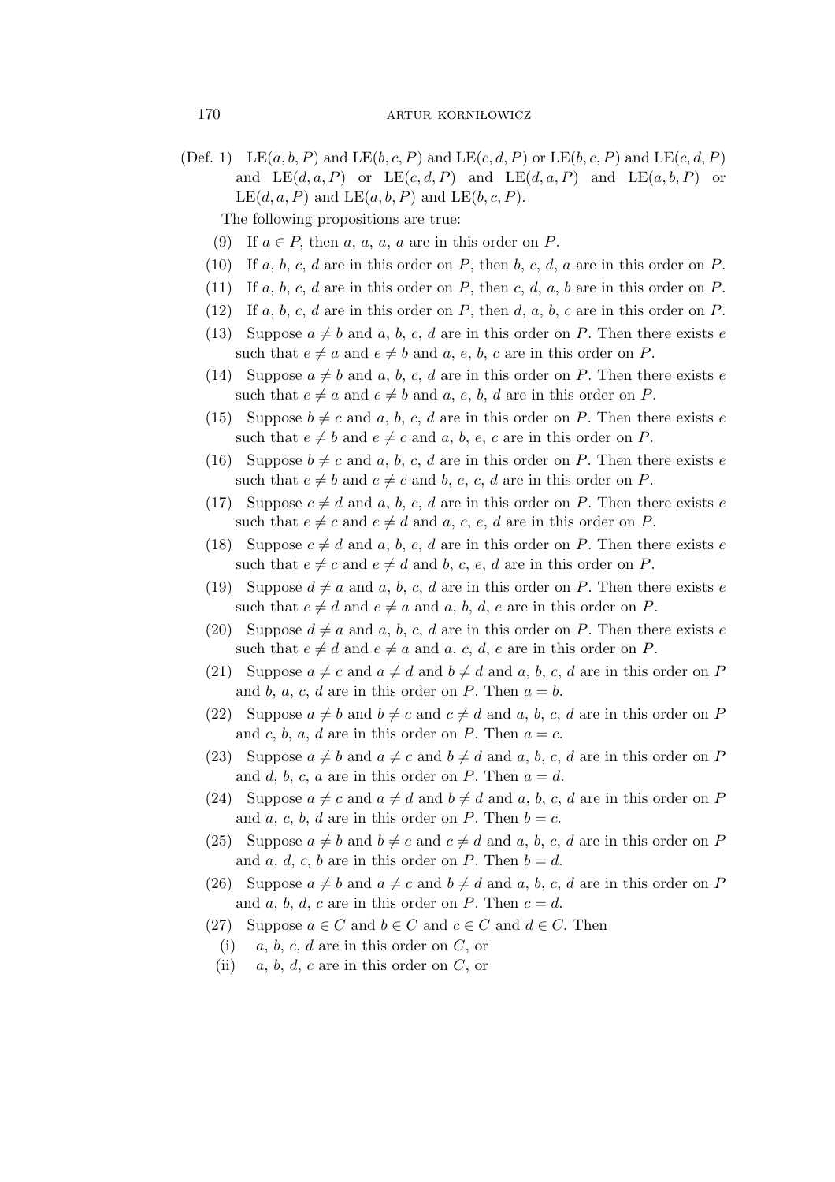(Def. 1) $\mathrm{LE}(a, b, P)$ and $\mathrm{LE}(b, c, P)$ and $\mathrm{LE}(c, d, P)$ or $\mathrm{LE}(b, c, P)$ and $\mathrm{LE}(c, d, P)$ and $\mathrm{LE}(d, a, P)$ or $\mathrm{LE}(c, d, P)$ and $\mathrm{LE}(d, a, P)$ and $\mathrm{LE}(a, b, P)$ or $\mathrm{LE}(d, a, P)$ and $\mathrm{LE}(a, b, P)$ and $\mathrm{LE}(b, c, P)$.

The following propositions are true:

(9) If $a \in P$, then $a$, $a$, $a$, $a$ are in this order on $P$.

(10) If $a$, $b$, $c$, $d$ are in this order on $P$, then $b$, $c$, $d$, $a$ are in this order on $P$.

(11) If $a$, $b$, $c$, $d$ are in this order on $P$, then $c$, $d$, $a$, $b$ are in this order on $P$.

(12) If $a$, $b$, $c$, $d$ are in this order on $P$, then $d$, $a$, $b$, $c$ are in this order on $P$.

(13) Suppose $a \neq b$ and $a$, $b$, $c$, $d$ are in this order on $P$. Then there exists $e$ such that $e \neq a$ and $e \neq b$ and $a$, $e$, $b$, $c$ are in this order on $P$.

(14) Suppose $a \neq b$ and $a$, $b$, $c$, $d$ are in this order on $P$. Then there exists $e$ such that $e \neq a$ and $e \neq b$ and $a$, $e$, $b$, $d$ are in this order on $P$.

(15) Suppose $b \neq c$ and $a$, $b$, $c$, $d$ are in this order on $P$. Then there exists $e$ such that $e \neq b$ and $e \neq c$ and $a$, $b$, $e$, $c$ are in this order on $P$.

(16) Suppose $b \neq c$ and $a$, $b$, $c$, $d$ are in this order on $P$. Then there exists $e$ such that $e \neq b$ and $e \neq c$ and $b$, $e$, $c$, $d$ are in this order on $P$.

(17) Suppose $c \neq d$ and $a$, $b$, $c$, $d$ are in this order on $P$. Then there exists $e$ such that $e \neq c$ and $e \neq d$ and $a$, $c$, $e$, $d$ are in this order on $P$.

(18) Suppose $c \neq d$ and $a$, $b$, $c$, $d$ are in this order on $P$. Then there exists $e$ such that $e \neq c$ and $e \neq d$ and $b$, $c$, $e$, $d$ are in this order on $P$.

(19) Suppose $d \neq a$ and $a$, $b$, $c$, $d$ are in this order on $P$. Then there exists $e$ such that $e \neq d$ and $e \neq a$ and $a$, $b$, $d$, $e$ are in this order on $P$.

(20) Suppose $d \neq a$ and $a$, $b$, $c$, $d$ are in this order on $P$. Then there exists $e$ such that $e \neq d$ and $e \neq a$ and $a$, $c$, $d$, $e$ are in this order on $P$.

(21) Suppose $a \neq c$ and $a \neq d$ and $b \neq d$ and $a$, $b$, $c$, $d$ are in this order on $P$ and $b$, $a$, $c$, $d$ are in this order on $P$. Then $a = b$.

(22) Suppose $a \neq b$ and $b \neq c$ and $c \neq d$ and $a$, $b$, $c$, $d$ are in this order on $P$ and $c$, $b$, $a$, $d$ are in this order on $P$. Then $a = c$.

(23) Suppose $a \neq b$ and $a \neq c$ and $b \neq d$ and $a$, $b$, $c$, $d$ are in this order on $P$ and $d$, $b$, $c$, $a$ are in this order on $P$. Then $a = d$.

(24) Suppose $a \neq c$ and $a \neq d$ and $b \neq d$ and $a$, $b$, $c$, $d$ are in this order on $P$ and $a$, $c$, $b$, $d$ are in this order on $P$. Then $b = c$.

(25) Suppose $a \neq b$ and $b \neq c$ and $c \neq d$ and $a$, $b$, $c$, $d$ are in this order on $P$ and $a$, $d$, $c$, $b$ are in this order on $P$. Then $b = d$.

(26) Suppose $a \neq b$ and $a \neq c$ and $b \neq d$ and $a$, $b$, $c$, $d$ are in this order on $P$ and $a$, $b$, $d$, $c$ are in this order on $P$. Then $c = d$.

(27) Suppose $a \in C$ and $b \in C$ and $c \in C$ and $d \in C$. Then

(i) $a$, $b$, $c$, $d$ are in this order on $C$, or

(ii) $a$, $b$, $d$, $c$ are in this order on $C$, or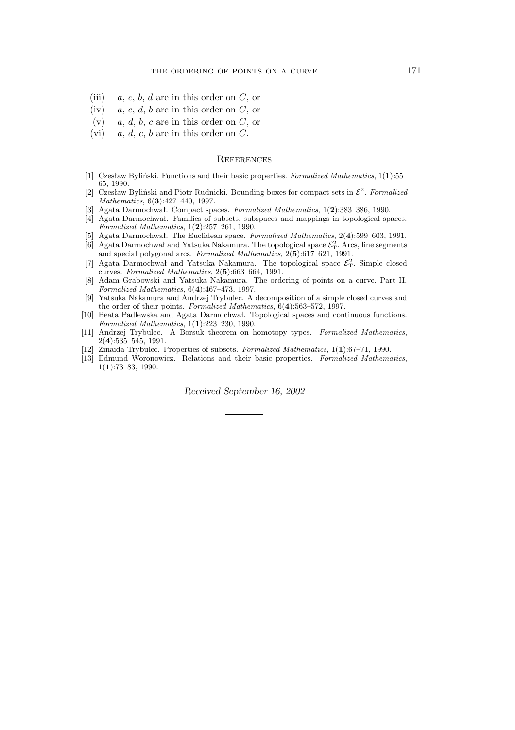(iii) $a$, $c$, $b$, $d$ are in this order on $C$, or

(iv) $a$, $c$, $d$, $b$ are in this order on $C$, or

(v) $a$, $d$, $b$, $c$ are in this order on $C$, or

(vi) $a$, $d$, $c$, $b$ are in this order on $C$.

## References

[1] Czesław Byliński. Functions and their basic properties. *Formalized Mathematics*, 1(**1**):55–65, 1990.

[2] Czesław Byliński and Piotr Rudnicki. Bounding boxes for compact sets in $\mathcal{E}^2$. *Formalized Mathematics*, 6(**3**):427–440, 1997.

[3] Agata Darmochwał. Compact spaces. *Formalized Mathematics*, 1(**2**):383–386, 1990.

[4] Agata Darmochwał. Families of subsets, subspaces and mappings in topological spaces. *Formalized Mathematics*, 1(**2**):257–261, 1990.

[5] Agata Darmochwał. The Euclidean space. *Formalized Mathematics*, 2(**4**):599–603, 1991.

[6] Agata Darmochwał and Yatsuka Nakamura. The topological space $\mathcal{E}^2_{\mathrm{T}}$. Arcs, line segments and special polygonal arcs. *Formalized Mathematics*, 2(**5**):617–621, 1991.

[7] Agata Darmochwał and Yatsuka Nakamura. The topological space $\mathcal{E}^2_{\mathrm{T}}$. Simple closed curves. *Formalized Mathematics*, 2(**5**):663–664, 1991.

[8] Adam Grabowski and Yatsuka Nakamura. The ordering of points on a curve. Part II. *Formalized Mathematics*, 6(**4**):467–473, 1997.

[9] Yatsuka Nakamura and Andrzej Trybulec. A decomposition of a simple closed curves and the order of their points. *Formalized Mathematics*, 6(**4**):563–572, 1997.

[10] Beata Padlewska and Agata Darmochwał. Topological spaces and continuous functions. *Formalized Mathematics*, 1(**1**):223–230, 1990.

[11] Andrzej Trybulec. A Borsuk theorem on homotopy types. *Formalized Mathematics*, 2(**4**):535–545, 1991.

[12] Zinaida Trybulec. Properties of subsets. *Formalized Mathematics*, 1(**1**):67–71, 1990.

[13] Edmund Woronowicz. Relations and their basic properties. *Formalized Mathematics*, 1(**1**):73–83, 1990.

*Received September 16, 2002*